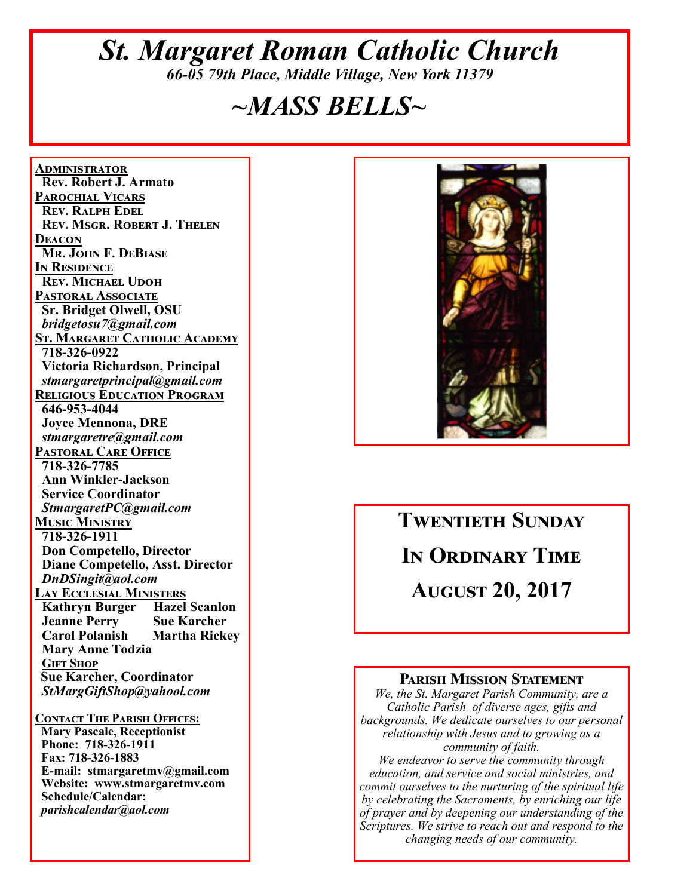# *St. Margaret Roman Catholic Church*

*66-05 79th Place, Middle Village, New York 11379*

# *~MASS BELLS~*

**Administrator**
**Rev. Robert J. Armato**

**Parochial Vicars**
**Rev. Ralph Edel**
**Rev. Msgr. Robert J. Thelen**

**Deacon**
**Mr. John F. DeBiase**

**In Residence**
**Rev. Michael Udoh**

**Pastoral Associate**
**Sr. Bridget Olwell, OSU**
***bridgetosu7@gmail.com***

**St. Margaret Catholic Academy**
**718-326-0922**
**Victoria Richardson, Principal**
***stmargaretprincipal@gmail.com***

**Religious Education Program**
**646-953-4044**
**Joyce Mennona, DRE**
***stmargaretre@gmail.com***

**Pastoral Care Office**
**718-326-7785**
**Ann Winkler-Jackson**
**Service Coordinator**
***StmargaretPC@gmail.com***

**Music Ministry**
**718-326-1911**
**Don Competello, Director**
**Diane Competello, Asst. Director**
***DnDSingit@aol.com***

**Lay Ecclesial Ministers**
**Kathryn Burger** **Hazel Scanlon**
**Jeanne Perry** **Sue Karcher**
**Carol Polanish** **Martha Rickey**
**Mary Anne Todzia**

**Gift Shop**
**Sue Karcher, Coordinator**
***StMargGiftShop@yahool.com***

**Contact The Parish Offices:**
**Mary Pascale, Receptionist**
**Phone: 718-326-1911**
**Fax: 718-326-1883**
**E-mail: stmargaretmv@gmail.com**
**Website: www.stmargaretmv.com**
**Schedule/Calendar:**
***parishcalendar@aol.com***

## Twentieth Sunday In Ordinary Time

## August 20, 2017

**Parish Mission Statement**

*We, the St. Margaret Parish Community, are a Catholic Parish of diverse ages, gifts and backgrounds. We dedicate ourselves to our personal relationship with Jesus and to growing as a community of faith.*
*We endeavor to serve the community through education, and service and social ministries, and commit ourselves to the nurturing of the spiritual life by celebrating the Sacraments, by enriching our life of prayer and by deepening our understanding of the Scriptures. We strive to reach out and respond to the changing needs of our community.*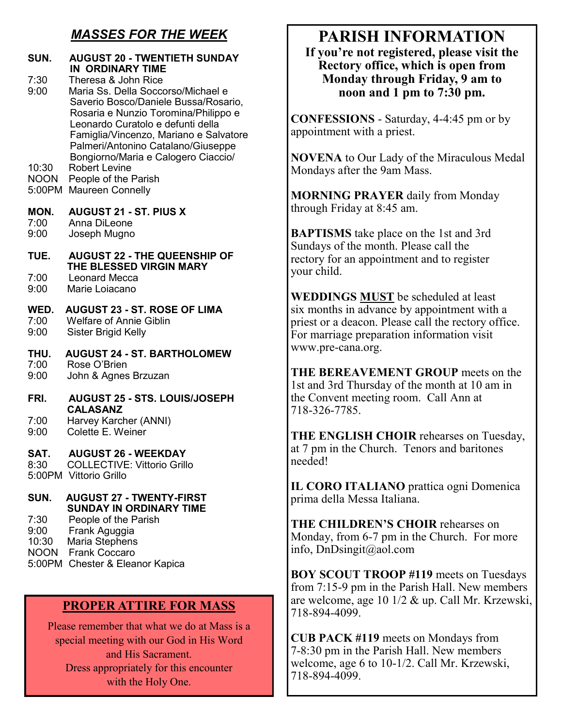## *MASSES FOR THE WEEK*

**SUN. AUGUST 20 - TWENTIETH SUNDAY IN ORDINARY TIME**

7:30 Theresa & John Rice
9:00 Maria Ss. Della Soccorso/Michael e Saverio Bosco/Daniele Bussa/Rosario, Rosaria e Nunzio Toromina/Philippo e Leonardo Curatolo e defunti della Famiglia/Vincenzo, Mariano e Salvatore Palmeri/Antonino Catalano/Giuseppe Bongiorno/Maria e Calogero Ciaccio/
10:30 Robert Levine
NOON People of the Parish
5:00PM Maureen Connelly

**MON. AUGUST 21 - ST. PIUS X**

7:00 Anna DiLeone
9:00 Joseph Mugno

**TUE. AUGUST 22 - THE QUEENSHIP OF THE BLESSED VIRGIN MARY**

7:00 Leonard Mecca
9:00 Marie Loiacano

**WED. AUGUST 23 - ST. ROSE OF LIMA**

7:00 Welfare of Annie Giblin
9:00 Sister Brigid Kelly

**THU. AUGUST 24 - ST. BARTHOLOMEW**

7:00 Rose O'Brien
9:00 John & Agnes Brzuzan

**FRI. AUGUST 25 - STS. LOUIS/JOSEPH CALASANZ**

7:00 Harvey Karcher (ANNI)
9:00 Colette E. Weiner

**SAT. AUGUST 26 - WEEKDAY**

8:30 COLLECTIVE: Vittorio Grillo
5:00PM Vittorio Grillo

**SUN. AUGUST 27 - TWENTY-FIRST SUNDAY IN ORDINARY TIME**

7:30 People of the Parish
9:00 Frank Aguggia
10:30 Maria Stephens
NOON Frank Coccaro
5:00PM Chester & Eleanor Kapica

## PROPER ATTIRE FOR MASS

Please remember that what we do at Mass is a special meeting with our God in His Word and His Sacrament.
Dress appropriately for this encounter with the Holy One.

# PARISH INFORMATION

**If you're not registered, please visit the Rectory office, which is open from Monday through Friday, 9 am to noon and 1 pm to 7:30 pm.**

**CONFESSIONS** - Saturday, 4-4:45 pm or by appointment with a priest.

**NOVENA** to Our Lady of the Miraculous Medal Mondays after the 9am Mass.

**MORNING PRAYER** daily from Monday through Friday at 8:45 am.

**BAPTISMS** take place on the 1st and 3rd Sundays of the month. Please call the rectory for an appointment and to register your child.

**WEDDINGS <u>MUST</u>** be scheduled at least six months in advance by appointment with a priest or a deacon. Please call the rectory office. For marriage preparation information visit www.pre-cana.org.

**THE BEREAVEMENT GROUP** meets on the 1st and 3rd Thursday of the month at 10 am in the Convent meeting room. Call Ann at 718-326-7785.

**THE ENGLISH CHOIR** rehearses on Tuesday, at 7 pm in the Church. Tenors and baritones needed!

**IL CORO ITALIANO** prattica ogni Domenica prima della Messa Italiana.

**THE CHILDREN'S CHOIR** rehearses on Monday, from 6-7 pm in the Church. For more info, DnDsingit@aol.com

**BOY SCOUT TROOP #119** meets on Tuesdays from 7:15-9 pm in the Parish Hall. New members are welcome, age 10 1/2 & up. Call Mr. Krzewski, 718-894-4099.

**CUB PACK #119** meets on Mondays from 7-8:30 pm in the Parish Hall. New members welcome, age 6 to 10-1/2. Call Mr. Krzewski, 718-894-4099.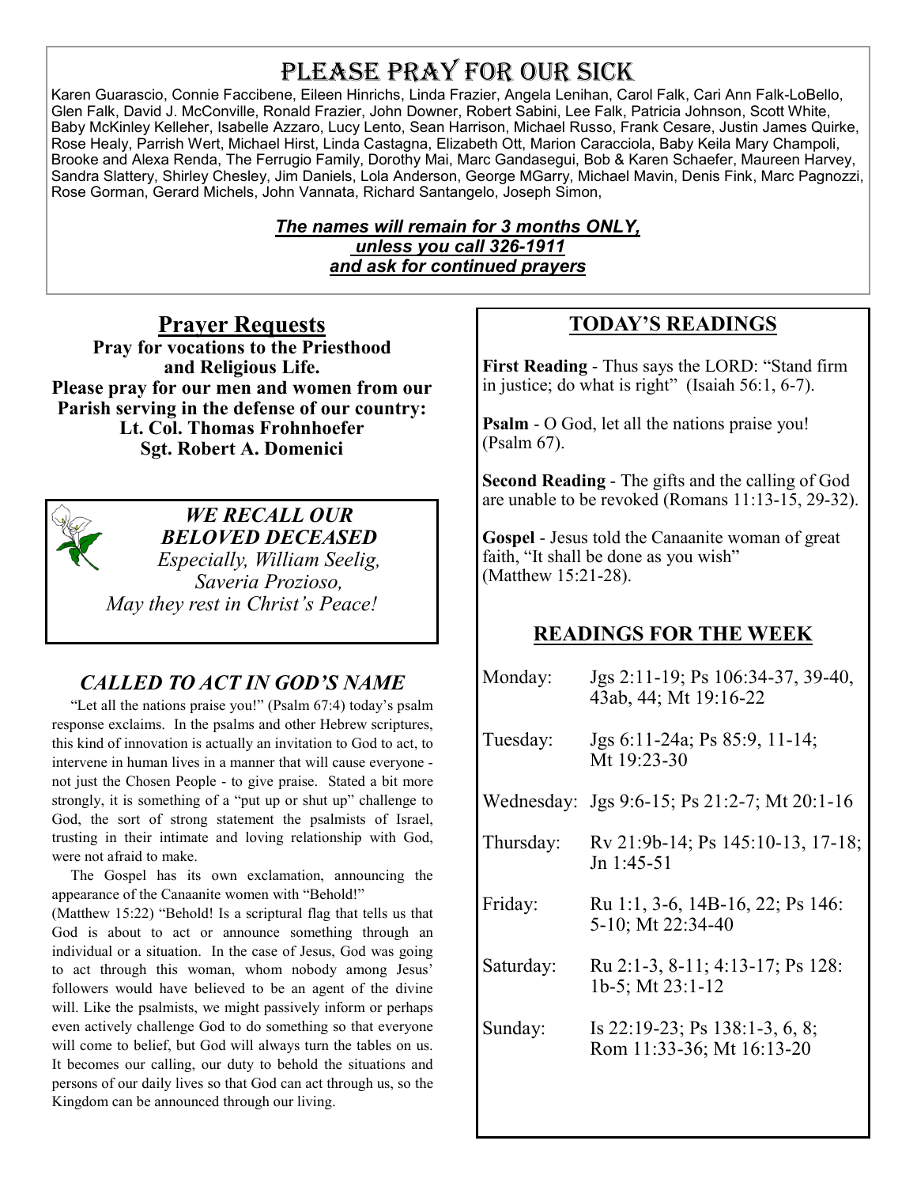# Please Pray for our Sick

Karen Guarascio, Connie Faccibene, Eileen Hinrichs, Linda Frazier, Angela Lenihan, Carol Falk, Cari Ann Falk-LoBello, Glen Falk, David J. McConville, Ronald Frazier, John Downer, Robert Sabini, Lee Falk, Patricia Johnson, Scott White, Baby McKinley Kelleher, Isabelle Azzaro, Lucy Lento, Sean Harrison, Michael Russo, Frank Cesare, Justin James Quirke, Rose Healy, Parrish Wert, Michael Hirst, Linda Castagna, Elizabeth Ott, Marion Caracciola, Baby Keila Mary Champoli, Brooke and Alexa Renda, The Ferrugio Family, Dorothy Mai, Marc Gandasegui, Bob & Karen Schaefer, Maureen Harvey, Sandra Slattery, Shirley Chesley, Jim Daniels, Lola Anderson, George MGarry, Michael Mavin, Denis Fink, Marc Pagnozzi, Rose Gorman, Gerard Michels, John Vannata, Richard Santangelo, Joseph Simon,

***The names will remain for 3 months ONLY, unless you call 326-1911 and ask for continued prayers***

## Prayer Requests

**Pray for vocations to the Priesthood and Religious Life.**
**Please pray for our men and women from our Parish serving in the defense of our country:**
**Lt. Col. Thomas Frohnhoefer**
**Sgt. Robert A. Domenici**

***WE RECALL OUR BELOVED DECEASED***
*Especially, William Seelig, Saveria Prozioso,*
*May they rest in Christ's Peace!*

## *CALLED TO ACT IN GOD'S NAME*

"Let all the nations praise you!" (Psalm 67:4) today's psalm response exclaims. In the psalms and other Hebrew scriptures, this kind of innovation is actually an invitation to God to act, to intervene in human lives in a manner that will cause everyone - not just the Chosen People - to give praise. Stated a bit more strongly, it is something of a "put up or shut up" challenge to God, the sort of strong statement the psalmists of Israel, trusting in their intimate and loving relationship with God, were not afraid to make.

The Gospel has its own exclamation, announcing the appearance of the Canaanite women with "Behold!" (Matthew 15:22) "Behold! Is a scriptural flag that tells us that God is about to act or announce something through an individual or a situation. In the case of Jesus, God was going to act through this woman, whom nobody among Jesus' followers would have believed to be an agent of the divine will. Like the psalmists, we might passively inform or perhaps even actively challenge God to do something so that everyone will come to belief, but God will always turn the tables on us. It becomes our calling, our duty to behold the situations and persons of our daily lives so that God can act through us, so the Kingdom can be announced through our living.

## TODAY'S READINGS

**First Reading** - Thus says the LORD: "Stand firm in justice; do what is right" (Isaiah 56:1, 6-7).

**Psalm** - O God, let all the nations praise you! (Psalm 67).

**Second Reading** - The gifts and the calling of God are unable to be revoked (Romans 11:13-15, 29-32).

**Gospel** - Jesus told the Canaanite woman of great faith, "It shall be done as you wish" (Matthew 15:21-28).

## READINGS FOR THE WEEK

| | |
|---|---|
| Monday: | Jgs 2:11-19; Ps 106:34-37, 39-40, 43ab, 44; Mt 19:16-22 |
| Tuesday: | Jgs 6:11-24a; Ps 85:9, 11-14; Mt 19:23-30 |
| Wednesday: | Jgs 9:6-15; Ps 21:2-7; Mt 20:1-16 |
| Thursday: | Rv 21:9b-14; Ps 145:10-13, 17-18; Jn 1:45-51 |
| Friday: | Ru 1:1, 3-6, 14B-16, 22; Ps 146: 5-10; Mt 22:34-40 |
| Saturday: | Ru 2:1-3, 8-11; 4:13-17; Ps 128: 1b-5; Mt 23:1-12 |
| Sunday: | Is 22:19-23; Ps 138:1-3, 6, 8; Rom 11:33-36; Mt 16:13-20 |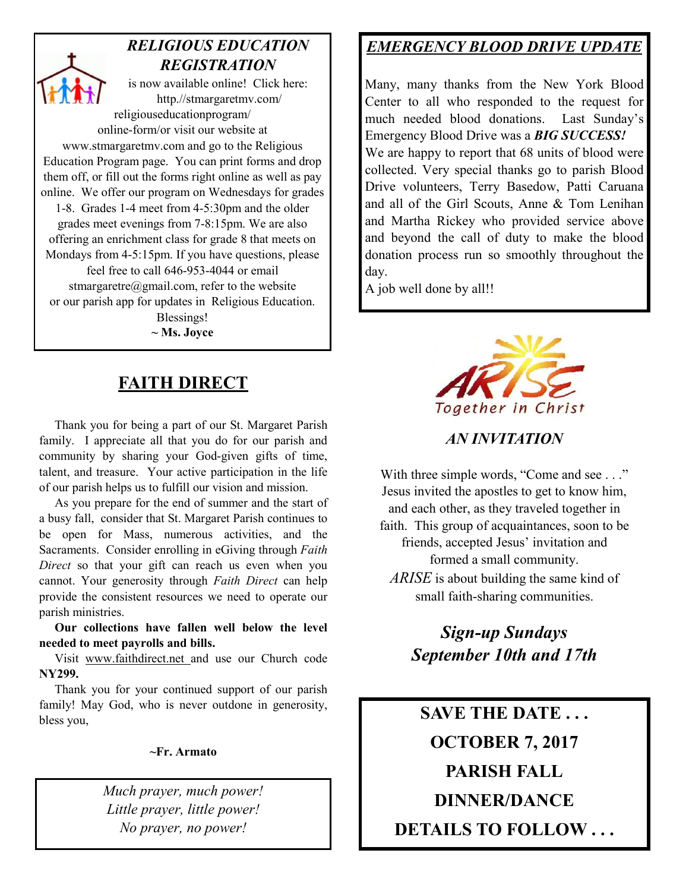## *RELIGIOUS EDUCATION REGISTRATION*

is now available online! Click here: http.//stmargaretmv.com/religiouseducationprogram/online-form/or visit our website at www.stmargaretmv.com and go to the Religious Education Program page. You can print forms and drop them off, or fill out the forms right online as well as pay online. We offer our program on Wednesdays for grades 1-8. Grades 1-4 meet from 4-5:30pm and the older grades meet evenings from 7-8:15pm. We are also offering an enrichment class for grade 8 that meets on Mondays from 4-5:15pm. If you have questions, please feel free to call 646-953-4044 or email stmargaretre@gmail.com, refer to the website or our parish app for updates in Religious Education.

Blessings!

**~ Ms. Joyce**

## FAITH DIRECT

Thank you for being a part of our St. Margaret Parish family. I appreciate all that you do for our parish and community by sharing your God-given gifts of time, talent, and treasure. Your active participation in the life of our parish helps us to fulfill our vision and mission.

As you prepare for the end of summer and the start of a busy fall, consider that St. Margaret Parish continues to be open for Mass, numerous activities, and the Sacraments. Consider enrolling in eGiving through *Faith Direct* so that your gift can reach us even when you cannot. Your generosity through *Faith Direct* can help provide the consistent resources we need to operate our parish ministries.

**Our collections have fallen well below the level needed to meet payrolls and bills.**

Visit www.faithdirect.net and use our Church code **NY299.**

Thank you for your continued support of our parish family! May God, who is never outdone in generosity, bless you,

**~Fr. Armato**

*Much prayer, much power!*
*Little prayer, little power!*
*No prayer, no power!*

## *EMERGENCY BLOOD DRIVE UPDATE*

Many, many thanks from the New York Blood Center to all who responded to the request for much needed blood donations. Last Sunday's Emergency Blood Drive was a ***BIG SUCCESS!*** We are happy to report that 68 units of blood were collected. Very special thanks go to parish Blood Drive volunteers, Terry Basedow, Patti Caruana and all of the Girl Scouts, Anne & Tom Lenihan and Martha Rickey who provided service above and beyond the call of duty to make the blood donation process run so smoothly throughout the day.

A job well done by all!!

ARISE
Together in Christ

### *AN INVITATION*

With three simple words, "Come and see . . ." Jesus invited the apostles to get to know him, and each other, as they traveled together in faith. This group of acquaintances, soon to be friends, accepted Jesus' invitation and formed a small community.

*ARISE* is about building the same kind of small faith-sharing communities.

***Sign-up Sundays***
***September 10th and 17th***

**SAVE THE DATE . . .**
**OCTOBER 7, 2017**
**PARISH FALL**
**DINNER/DANCE**
**DETAILS TO FOLLOW . . .**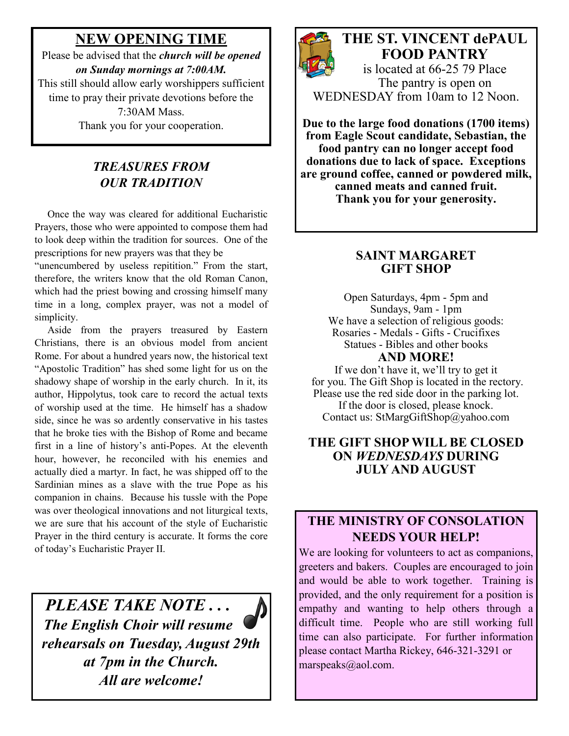## NEW OPENING TIME

Please be advised that the ***church will be opened on Sunday mornings at 7:00AM.***
This still should allow early worshippers sufficient time to pray their private devotions before the 7:30AM Mass.
Thank you for your cooperation.

## *TREASURES FROM OUR TRADITION*

Once the way was cleared for additional Eucharistic Prayers, those who were appointed to compose them had to look deep within the tradition for sources. One of the prescriptions for new prayers was that they be "unencumbered by useless repitition." From the start, therefore, the writers know that the old Roman Canon, which had the priest bowing and crossing himself many time in a long, complex prayer, was not a model of simplicity.

Aside from the prayers treasured by Eastern Christians, there is an obvious model from ancient Rome. For about a hundred years now, the historical text "Apostolic Tradition" has shed some light for us on the shadowy shape of worship in the early church. In it, its author, Hippolytus, took care to record the actual texts of worship used at the time. He himself has a shadow side, since he was so ardently conservative in his tastes that he broke ties with the Bishop of Rome and became first in a line of history's anti-Popes. At the eleventh hour, however, he reconciled with his enemies and actually died a martyr. In fact, he was shipped off to the Sardinian mines as a slave with the true Pope as his companion in chains. Because his tussle with the Pope was over theological innovations and not liturgical texts, we are sure that his account of the style of Eucharistic Prayer in the third century is accurate. It forms the core of today's Eucharistic Prayer II.

***PLEASE TAKE NOTE . . .***
***The English Choir will resume rehearsals on Tuesday, August 29th at 7pm in the Church.***
***All are welcome!***

## THE ST. VINCENT dePAUL FOOD PANTRY

is located at 66-25 79 Place
The pantry is open on
WEDNESDAY from 10am to 12 Noon.

**Due to the large food donations (1700 items) from Eagle Scout candidate, Sebastian, the food pantry can no longer accept food donations due to lack of space. Exceptions are ground coffee, canned or powdered milk, canned meats and canned fruit.**
**Thank you for your generosity.**

## SAINT MARGARET GIFT SHOP

Open Saturdays, 4pm - 5pm and
Sundays, 9am - 1pm
We have a selection of religious goods:
Rosaries - Medals - Gifts - Crucifixes
Statues - Bibles and other books

**AND MORE!**

If we don't have it, we'll try to get it for you. The Gift Shop is located in the rectory.
Please use the red side door in the parking lot.
If the door is closed, please knock.
Contact us: StMargGiftShop@yahoo.com

**THE GIFT SHOP WILL BE CLOSED ON *WEDNESDAYS* DURING JULY AND AUGUST**

## THE MINISTRY OF CONSOLATION NEEDS YOUR HELP!

We are looking for volunteers to act as companions, greeters and bakers. Couples are encouraged to join and would be able to work together. Training is provided, and the only requirement for a position is empathy and wanting to help others through a difficult time. People who are still working full time can also participate. For further information please contact Martha Rickey, 646-321-3291 or marspeaks@aol.com.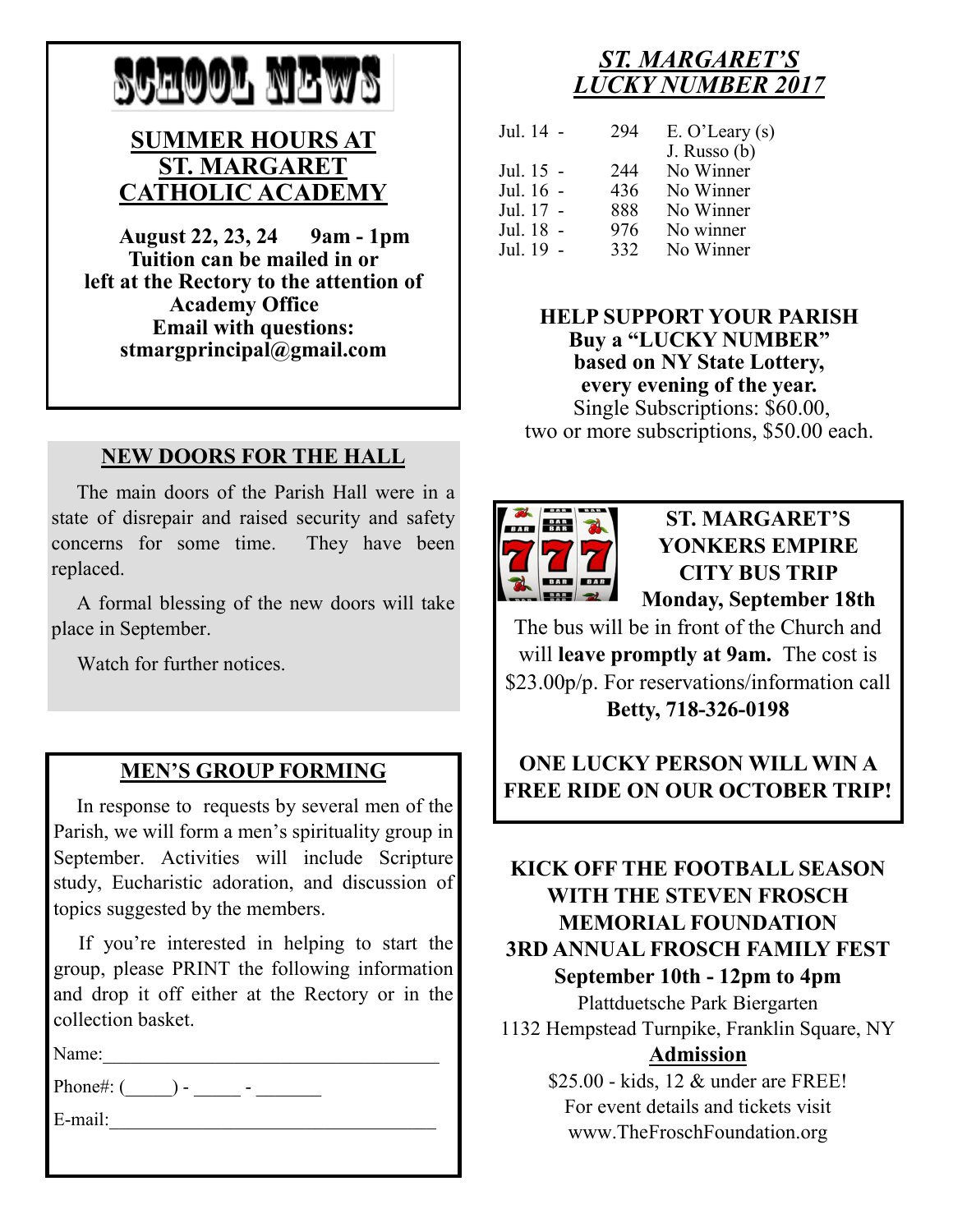# SCHOOL NEWS

## SUMMER HOURS AT ST. MARGARET CATHOLIC ACADEMY

**August 22, 23, 24 9am - 1pm**
**Tuition can be mailed in or left at the Rectory to the attention of Academy Office**
**Email with questions:**
**stmargprincipal@gmail.com**

## NEW DOORS FOR THE HALL

The main doors of the Parish Hall were in a state of disrepair and raised security and safety concerns for some time. They have been replaced.

A formal blessing of the new doors will take place in September.

Watch for further notices.

## MEN'S GROUP FORMING

In response to requests by several men of the Parish, we will form a men's spirituality group in September. Activities will include Scripture study, Eucharistic adoration, and discussion of topics suggested by the members.

If you're interested in helping to start the group, please PRINT the following information and drop it off either at the Rectory or in the collection basket.

Name:____________________________________

Phone#: (_____) - _____ - _______

E-mail:___________________________________

## *ST. MARGARET'S LUCKY NUMBER 2017*

| | | |
|---|---|---|
| Jul. 14 - | 294 | E. O'Leary (s)<br>J. Russo (b) |
| Jul. 15 - | 244 | No Winner |
| Jul. 16 - | 436 | No Winner |
| Jul. 17 - | 888 | No Winner |
| Jul. 18 - | 976 | No winner |
| Jul. 19 - | 332 | No Winner |

**HELP SUPPORT YOUR PARISH**
**Buy a "LUCKY NUMBER" based on NY State Lottery, every evening of the year.**
Single Subscriptions: $60.00,
two or more subscriptions, $50.00 each.

## ST. MARGARET'S YONKERS EMPIRE CITY BUS TRIP

**Monday, September 18th**

The bus will be in front of the Church and will **leave promptly at 9am.** The cost is $23.00p/p. For reservations/information call **Betty, 718-326-0198**

**ONE LUCKY PERSON WILL WIN A FREE RIDE ON OUR OCTOBER TRIP!**

## KICK OFF THE FOOTBALL SEASON WITH THE STEVEN FROSCH MEMORIAL FOUNDATION 3RD ANNUAL FROSCH FAMILY FEST

**September 10th - 12pm to 4pm**

Plattduetsche Park Biergarten
1132 Hempstead Turnpike, Franklin Square, NY

**Admission**

$25.00 - kids, 12 & under are FREE!
For event details and tickets visit
www.TheFroschFoundation.org